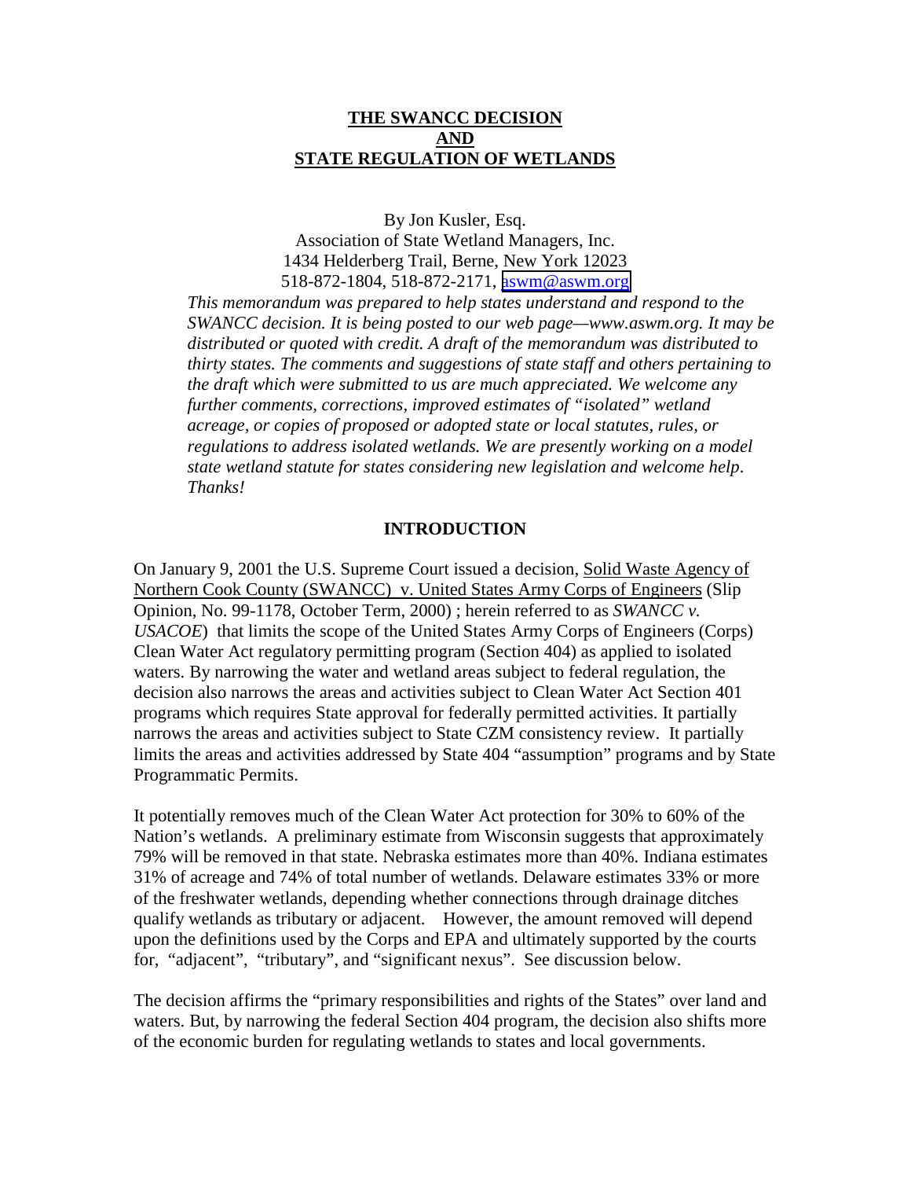# THE SWANCC DECISION AND STATE REGULATION OF WETLANDS

By Jon Kusler, Esq.
Association of State Wetland Managers, Inc.
1434 Helderberg Trail, Berne, New York 12023
518-872-1804, 518-872-2171, aswm@aswm.org

*This memorandum was prepared to help states understand and respond to the SWANCC decision. It is being posted to our web page—www.aswm.org. It may be distributed or quoted with credit. A draft of the memorandum was distributed to thirty states. The comments and suggestions of state staff and others pertaining to the draft which were submitted to us are much appreciated. We welcome any further comments, corrections, improved estimates of "isolated" wetland acreage, or copies of proposed or adopted state or local statutes, rules, or regulations to address isolated wetlands. We are presently working on a model state wetland statute for states considering new legislation and welcome help. Thanks!*

## INTRODUCTION

On January 9, 2001 the U.S. Supreme Court issued a decision, Solid Waste Agency of Northern Cook County (SWANCC) v. United States Army Corps of Engineers (Slip Opinion, No. 99-1178, October Term, 2000) ; herein referred to as *SWANCC v. USACOE*) that limits the scope of the United States Army Corps of Engineers (Corps) Clean Water Act regulatory permitting program (Section 404) as applied to isolated waters. By narrowing the water and wetland areas subject to federal regulation, the decision also narrows the areas and activities subject to Clean Water Act Section 401 programs which requires State approval for federally permitted activities. It partially narrows the areas and activities subject to State CZM consistency review. It partially limits the areas and activities addressed by State 404 "assumption" programs and by State Programmatic Permits.

It potentially removes much of the Clean Water Act protection for 30% to 60% of the Nation's wetlands. A preliminary estimate from Wisconsin suggests that approximately 79% will be removed in that state. Nebraska estimates more than 40%. Indiana estimates 31% of acreage and 74% of total number of wetlands. Delaware estimates 33% or more of the freshwater wetlands, depending whether connections through drainage ditches qualify wetlands as tributary or adjacent. However, the amount removed will depend upon the definitions used by the Corps and EPA and ultimately supported by the courts for, "adjacent", "tributary", and "significant nexus". See discussion below.

The decision affirms the "primary responsibilities and rights of the States" over land and waters. But, by narrowing the federal Section 404 program, the decision also shifts more of the economic burden for regulating wetlands to states and local governments.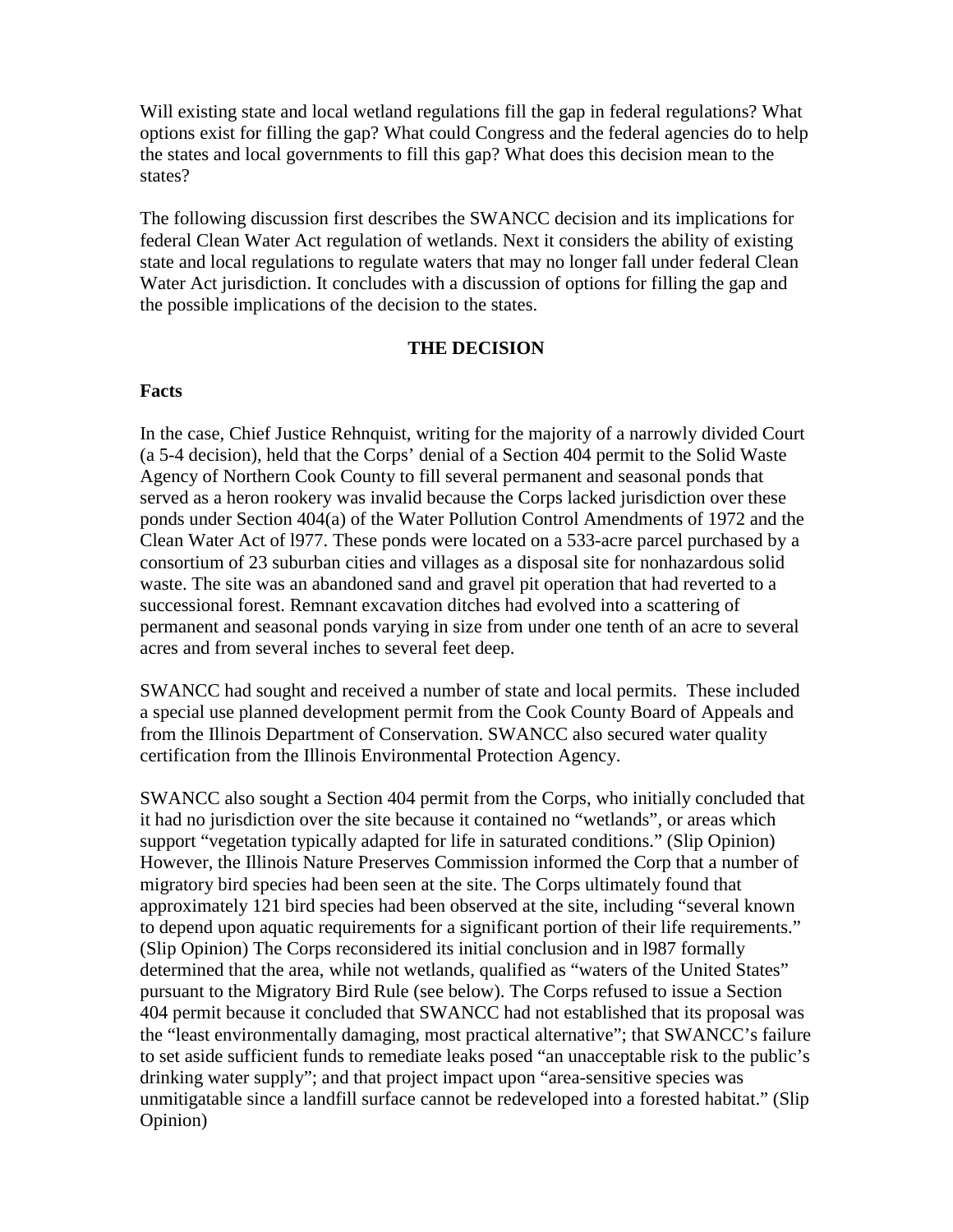Will existing state and local wetland regulations fill the gap in federal regulations? What options exist for filling the gap? What could Congress and the federal agencies do to help the states and local governments to fill this gap? What does this decision mean to the states?

The following discussion first describes the SWANCC decision and its implications for federal Clean Water Act regulation of wetlands. Next it considers the ability of existing state and local regulations to regulate waters that may no longer fall under federal Clean Water Act jurisdiction. It concludes with a discussion of options for filling the gap and the possible implications of the decision to the states.

## THE DECISION

### Facts

In the case, Chief Justice Rehnquist, writing for the majority of a narrowly divided Court (a 5-4 decision), held that the Corps' denial of a Section 404 permit to the Solid Waste Agency of Northern Cook County to fill several permanent and seasonal ponds that served as a heron rookery was invalid because the Corps lacked jurisdiction over these ponds under Section 404(a) of the Water Pollution Control Amendments of 1972 and the Clean Water Act of l977. These ponds were located on a 533-acre parcel purchased by a consortium of 23 suburban cities and villages as a disposal site for nonhazardous solid waste. The site was an abandoned sand and gravel pit operation that had reverted to a successional forest. Remnant excavation ditches had evolved into a scattering of permanent and seasonal ponds varying in size from under one tenth of an acre to several acres and from several inches to several feet deep.

SWANCC had sought and received a number of state and local permits. These included a special use planned development permit from the Cook County Board of Appeals and from the Illinois Department of Conservation. SWANCC also secured water quality certification from the Illinois Environmental Protection Agency.

SWANCC also sought a Section 404 permit from the Corps, who initially concluded that it had no jurisdiction over the site because it contained no "wetlands", or areas which support "vegetation typically adapted for life in saturated conditions." (Slip Opinion) However, the Illinois Nature Preserves Commission informed the Corp that a number of migratory bird species had been seen at the site. The Corps ultimately found that approximately 121 bird species had been observed at the site, including "several known to depend upon aquatic requirements for a significant portion of their life requirements." (Slip Opinion) The Corps reconsidered its initial conclusion and in l987 formally determined that the area, while not wetlands, qualified as "waters of the United States" pursuant to the Migratory Bird Rule (see below). The Corps refused to issue a Section 404 permit because it concluded that SWANCC had not established that its proposal was the "least environmentally damaging, most practical alternative"; that SWANCC's failure to set aside sufficient funds to remediate leaks posed "an unacceptable risk to the public's drinking water supply"; and that project impact upon "area-sensitive species was unmitigatable since a landfill surface cannot be redeveloped into a forested habitat." (Slip Opinion)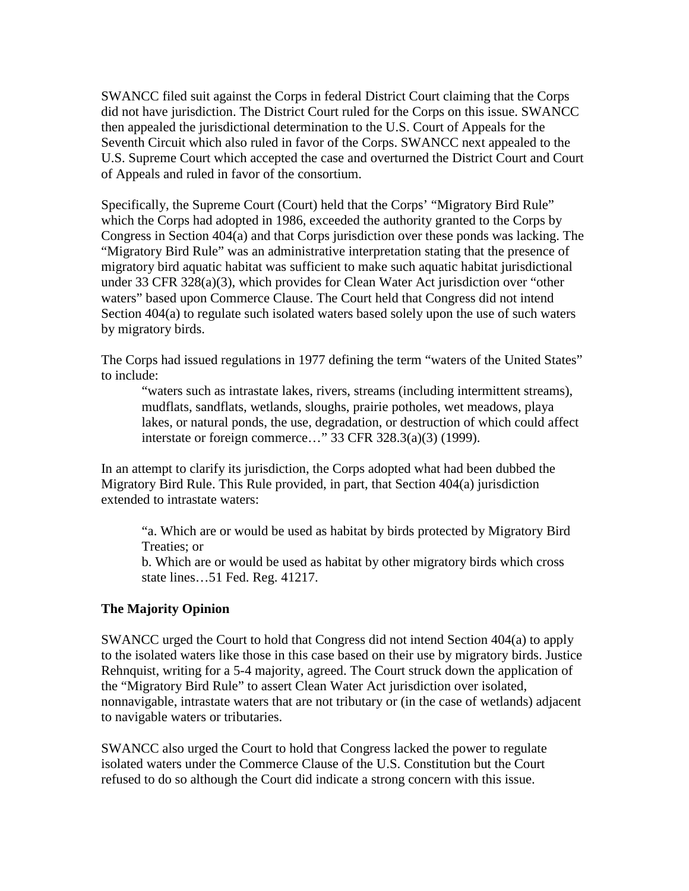SWANCC filed suit against the Corps in federal District Court claiming that the Corps did not have jurisdiction. The District Court ruled for the Corps on this issue. SWANCC then appealed the jurisdictional determination to the U.S. Court of Appeals for the Seventh Circuit which also ruled in favor of the Corps. SWANCC next appealed to the U.S. Supreme Court which accepted the case and overturned the District Court and Court of Appeals and ruled in favor of the consortium.

Specifically, the Supreme Court (Court) held that the Corps' "Migratory Bird Rule" which the Corps had adopted in 1986, exceeded the authority granted to the Corps by Congress in Section 404(a) and that Corps jurisdiction over these ponds was lacking. The "Migratory Bird Rule" was an administrative interpretation stating that the presence of migratory bird aquatic habitat was sufficient to make such aquatic habitat jurisdictional under 33 CFR 328(a)(3), which provides for Clean Water Act jurisdiction over "other waters" based upon Commerce Clause. The Court held that Congress did not intend Section 404(a) to regulate such isolated waters based solely upon the use of such waters by migratory birds.

The Corps had issued regulations in 1977 defining the term "waters of the United States" to include:

> "waters such as intrastate lakes, rivers, streams (including intermittent streams), mudflats, sandflats, wetlands, sloughs, prairie potholes, wet meadows, playa lakes, or natural ponds, the use, degradation, or destruction of which could affect interstate or foreign commerce…" 33 CFR 328.3(a)(3) (1999).

In an attempt to clarify its jurisdiction, the Corps adopted what had been dubbed the Migratory Bird Rule. This Rule provided, in part, that Section 404(a) jurisdiction extended to intrastate waters:

> "a. Which are or would be used as habitat by birds protected by Migratory Bird Treaties; or
> b. Which are or would be used as habitat by other migratory birds which cross state lines…51 Fed. Reg. 41217.

**The Majority Opinion**

SWANCC urged the Court to hold that Congress did not intend Section 404(a) to apply to the isolated waters like those in this case based on their use by migratory birds. Justice Rehnquist, writing for a 5-4 majority, agreed. The Court struck down the application of the "Migratory Bird Rule" to assert Clean Water Act jurisdiction over isolated, nonnavigable, intrastate waters that are not tributary or (in the case of wetlands) adjacent to navigable waters or tributaries.

SWANCC also urged the Court to hold that Congress lacked the power to regulate isolated waters under the Commerce Clause of the U.S. Constitution but the Court refused to do so although the Court did indicate a strong concern with this issue.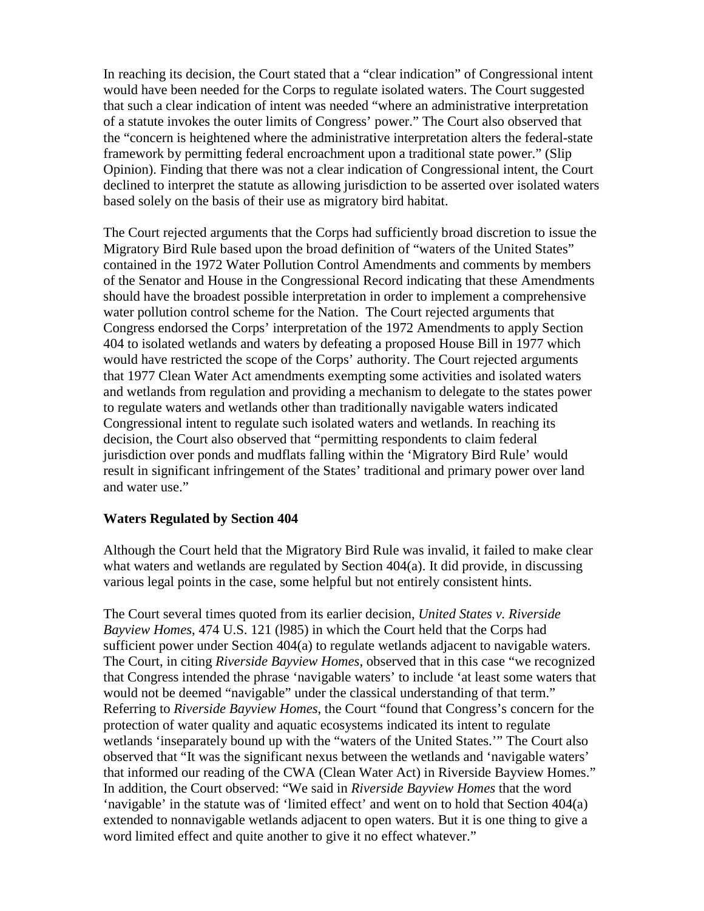In reaching its decision, the Court stated that a "clear indication" of Congressional intent would have been needed for the Corps to regulate isolated waters. The Court suggested that such a clear indication of intent was needed "where an administrative interpretation of a statute invokes the outer limits of Congress' power." The Court also observed that the "concern is heightened where the administrative interpretation alters the federal-state framework by permitting federal encroachment upon a traditional state power." (Slip Opinion). Finding that there was not a clear indication of Congressional intent, the Court declined to interpret the statute as allowing jurisdiction to be asserted over isolated waters based solely on the basis of their use as migratory bird habitat.

The Court rejected arguments that the Corps had sufficiently broad discretion to issue the Migratory Bird Rule based upon the broad definition of "waters of the United States" contained in the 1972 Water Pollution Control Amendments and comments by members of the Senator and House in the Congressional Record indicating that these Amendments should have the broadest possible interpretation in order to implement a comprehensive water pollution control scheme for the Nation. The Court rejected arguments that Congress endorsed the Corps' interpretation of the 1972 Amendments to apply Section 404 to isolated wetlands and waters by defeating a proposed House Bill in 1977 which would have restricted the scope of the Corps' authority. The Court rejected arguments that 1977 Clean Water Act amendments exempting some activities and isolated waters and wetlands from regulation and providing a mechanism to delegate to the states power to regulate waters and wetlands other than traditionally navigable waters indicated Congressional intent to regulate such isolated waters and wetlands. In reaching its decision, the Court also observed that "permitting respondents to claim federal jurisdiction over ponds and mudflats falling within the 'Migratory Bird Rule' would result in significant infringement of the States' traditional and primary power over land and water use."

**Waters Regulated by Section 404**

Although the Court held that the Migratory Bird Rule was invalid, it failed to make clear what waters and wetlands are regulated by Section 404(a). It did provide, in discussing various legal points in the case, some helpful but not entirely consistent hints.

The Court several times quoted from its earlier decision, *United States v. Riverside Bayview Homes*, 474 U.S. 121 (l985) in which the Court held that the Corps had sufficient power under Section 404(a) to regulate wetlands adjacent to navigable waters. The Court, in citing *Riverside Bayview Homes*, observed that in this case "we recognized that Congress intended the phrase 'navigable waters' to include 'at least some waters that would not be deemed "navigable" under the classical understanding of that term." Referring to *Riverside Bayview Homes*, the Court "found that Congress's concern for the protection of water quality and aquatic ecosystems indicated its intent to regulate wetlands 'inseparately bound up with the "waters of the United States.'" The Court also observed that "It was the significant nexus between the wetlands and 'navigable waters' that informed our reading of the CWA (Clean Water Act) in Riverside Bayview Homes." In addition, the Court observed: "We said in *Riverside Bayview Homes* that the word 'navigable' in the statute was of 'limited effect' and went on to hold that Section 404(a) extended to nonnavigable wetlands adjacent to open waters. But it is one thing to give a word limited effect and quite another to give it no effect whatever."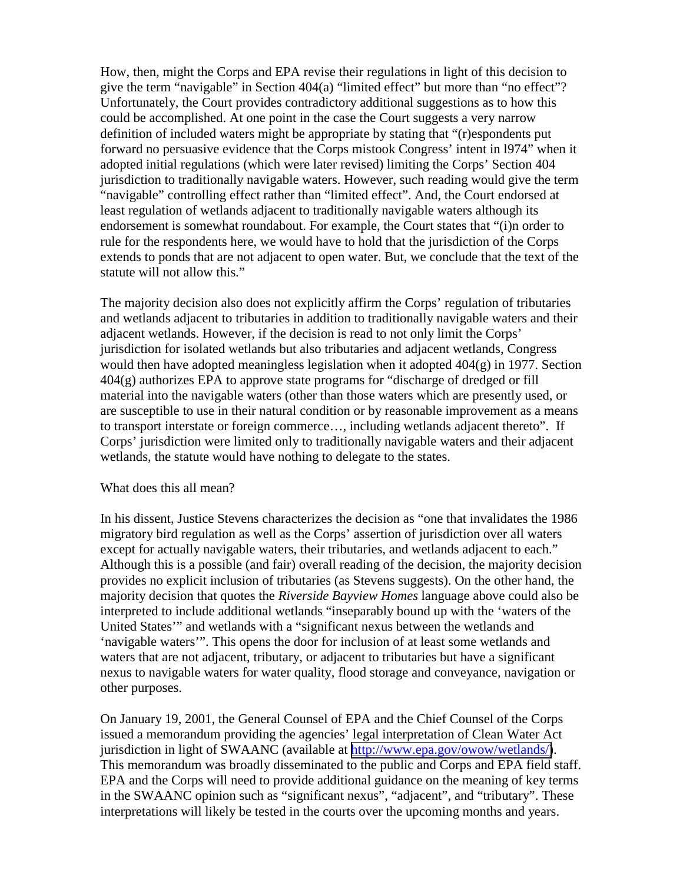How, then, might the Corps and EPA revise their regulations in light of this decision to give the term "navigable" in Section 404(a) "limited effect" but more than "no effect"? Unfortunately, the Court provides contradictory additional suggestions as to how this could be accomplished. At one point in the case the Court suggests a very narrow definition of included waters might be appropriate by stating that "(r)espondents put forward no persuasive evidence that the Corps mistook Congress' intent in l974" when it adopted initial regulations (which were later revised) limiting the Corps' Section 404 jurisdiction to traditionally navigable waters. However, such reading would give the term "navigable" controlling effect rather than "limited effect". And, the Court endorsed at least regulation of wetlands adjacent to traditionally navigable waters although its endorsement is somewhat roundabout. For example, the Court states that "(i)n order to rule for the respondents here, we would have to hold that the jurisdiction of the Corps extends to ponds that are not adjacent to open water. But, we conclude that the text of the statute will not allow this."

The majority decision also does not explicitly affirm the Corps' regulation of tributaries and wetlands adjacent to tributaries in addition to traditionally navigable waters and their adjacent wetlands. However, if the decision is read to not only limit the Corps' jurisdiction for isolated wetlands but also tributaries and adjacent wetlands, Congress would then have adopted meaningless legislation when it adopted 404(g) in 1977. Section 404(g) authorizes EPA to approve state programs for "discharge of dredged or fill material into the navigable waters (other than those waters which are presently used, or are susceptible to use in their natural condition or by reasonable improvement as a means to transport interstate or foreign commerce…, including wetlands adjacent thereto". If Corps' jurisdiction were limited only to traditionally navigable waters and their adjacent wetlands, the statute would have nothing to delegate to the states.

What does this all mean?

In his dissent, Justice Stevens characterizes the decision as "one that invalidates the 1986 migratory bird regulation as well as the Corps' assertion of jurisdiction over all waters except for actually navigable waters, their tributaries, and wetlands adjacent to each." Although this is a possible (and fair) overall reading of the decision, the majority decision provides no explicit inclusion of tributaries (as Stevens suggests). On the other hand, the majority decision that quotes the *Riverside Bayview Homes* language above could also be interpreted to include additional wetlands "inseparably bound up with the 'waters of the United States'" and wetlands with a "significant nexus between the wetlands and 'navigable waters'". This opens the door for inclusion of at least some wetlands and waters that are not adjacent, tributary, or adjacent to tributaries but have a significant nexus to navigable waters for water quality, flood storage and conveyance, navigation or other purposes.

On January 19, 2001, the General Counsel of EPA and the Chief Counsel of the Corps issued a memorandum providing the agencies' legal interpretation of Clean Water Act jurisdiction in light of SWAANC (available at http://www.epa.gov/owow/wetlands/). This memorandum was broadly disseminated to the public and Corps and EPA field staff. EPA and the Corps will need to provide additional guidance on the meaning of key terms in the SWAANC opinion such as "significant nexus", "adjacent", and "tributary". These interpretations will likely be tested in the courts over the upcoming months and years.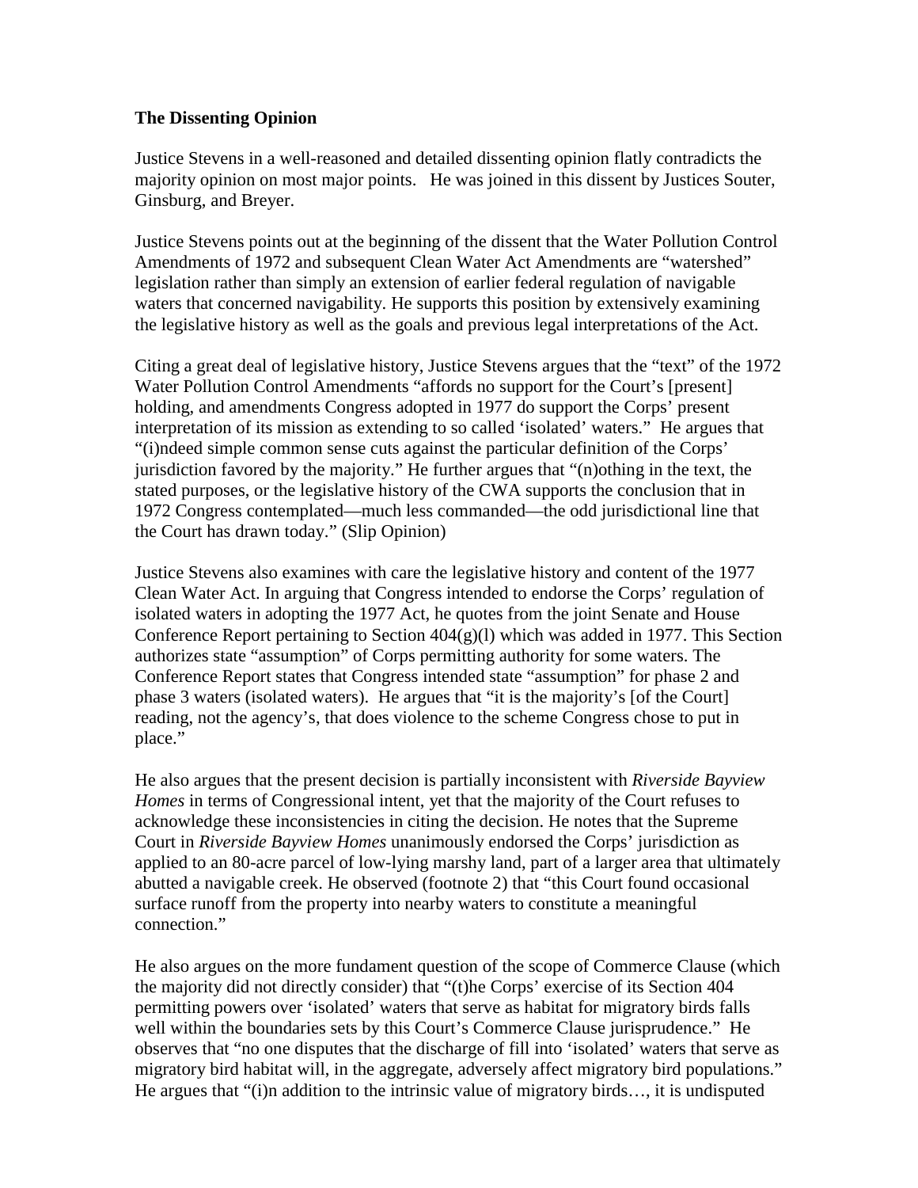**The Dissenting Opinion**

Justice Stevens in a well-reasoned and detailed dissenting opinion flatly contradicts the majority opinion on most major points.   He was joined in this dissent by Justices Souter, Ginsburg, and Breyer.

Justice Stevens points out at the beginning of the dissent that the Water Pollution Control Amendments of 1972 and subsequent Clean Water Act Amendments are "watershed" legislation rather than simply an extension of earlier federal regulation of navigable waters that concerned navigability. He supports this position by extensively examining the legislative history as well as the goals and previous legal interpretations of the Act.

Citing a great deal of legislative history, Justice Stevens argues that the "text" of the 1972 Water Pollution Control Amendments "affords no support for the Court's [present] holding, and amendments Congress adopted in 1977 do support the Corps' present interpretation of its mission as extending to so called 'isolated' waters."  He argues that "(i)ndeed simple common sense cuts against the particular definition of the Corps' jurisdiction favored by the majority." He further argues that "(n)othing in the text, the stated purposes, or the legislative history of the CWA supports the conclusion that in 1972 Congress contemplated—much less commanded—the odd jurisdictional line that the Court has drawn today." (Slip Opinion)

Justice Stevens also examines with care the legislative history and content of the 1977 Clean Water Act. In arguing that Congress intended to endorse the Corps' regulation of isolated waters in adopting the 1977 Act, he quotes from the joint Senate and House Conference Report pertaining to Section 404(g)(l) which was added in 1977. This Section authorizes state "assumption" of Corps permitting authority for some waters. The Conference Report states that Congress intended state "assumption" for phase 2 and phase 3 waters (isolated waters).  He argues that "it is the majority's [of the Court] reading, not the agency's, that does violence to the scheme Congress chose to put in place."

He also argues that the present decision is partially inconsistent with *Riverside Bayview Homes* in terms of Congressional intent, yet that the majority of the Court refuses to acknowledge these inconsistencies in citing the decision. He notes that the Supreme Court in *Riverside Bayview Homes* unanimously endorsed the Corps' jurisdiction as applied to an 80-acre parcel of low-lying marshy land, part of a larger area that ultimately abutted a navigable creek. He observed (footnote 2) that "this Court found occasional surface runoff from the property into nearby waters to constitute a meaningful connection."

He also argues on the more fundament question of the scope of Commerce Clause (which the majority did not directly consider) that "(t)he Corps' exercise of its Section 404 permitting powers over 'isolated' waters that serve as habitat for migratory birds falls well within the boundaries sets by this Court's Commerce Clause jurisprudence."  He observes that "no one disputes that the discharge of fill into 'isolated' waters that serve as migratory bird habitat will, in the aggregate, adversely affect migratory bird populations." He argues that "(i)n addition to the intrinsic value of migratory birds…, it is undisputed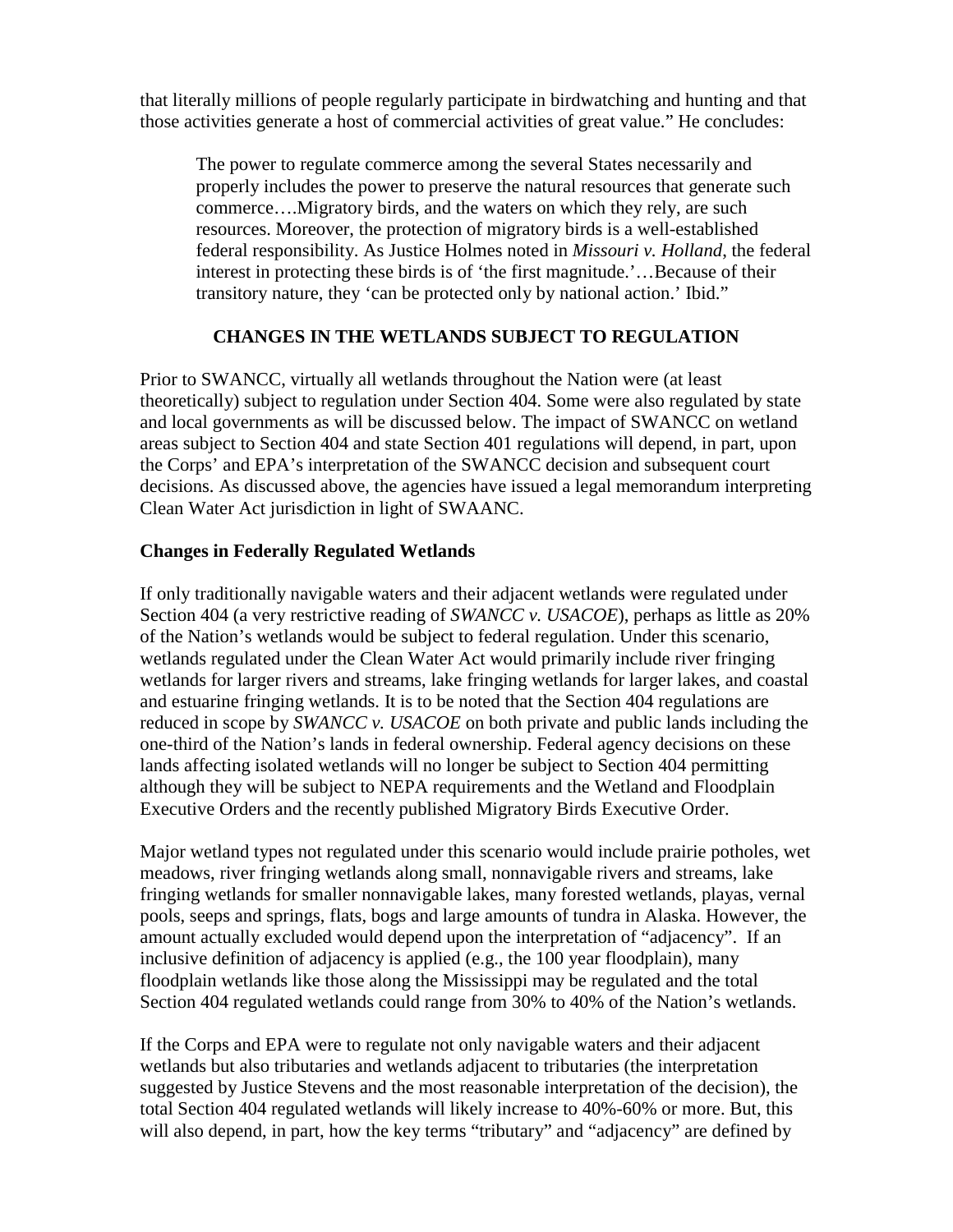that literally millions of people regularly participate in birdwatching and hunting and that those activities generate a host of commercial activities of great value." He concludes:

> The power to regulate commerce among the several States necessarily and properly includes the power to preserve the natural resources that generate such commerce….Migratory birds, and the waters on which they rely, are such resources. Moreover, the protection of migratory birds is a well-established federal responsibility. As Justice Holmes noted in *Missouri v. Holland*, the federal interest in protecting these birds is of 'the first magnitude.'…Because of their transitory nature, they 'can be protected only by national action.' Ibid."

## CHANGES IN THE WETLANDS SUBJECT TO REGULATION

Prior to SWANCC, virtually all wetlands throughout the Nation were (at least theoretically) subject to regulation under Section 404. Some were also regulated by state and local governments as will be discussed below. The impact of SWANCC on wetland areas subject to Section 404 and state Section 401 regulations will depend, in part, upon the Corps' and EPA's interpretation of the SWANCC decision and subsequent court decisions. As discussed above, the agencies have issued a legal memorandum interpreting Clean Water Act jurisdiction in light of SWAANC.

### Changes in Federally Regulated Wetlands

If only traditionally navigable waters and their adjacent wetlands were regulated under Section 404 (a very restrictive reading of *SWANCC v. USACOE*), perhaps as little as 20% of the Nation's wetlands would be subject to federal regulation. Under this scenario, wetlands regulated under the Clean Water Act would primarily include river fringing wetlands for larger rivers and streams, lake fringing wetlands for larger lakes, and coastal and estuarine fringing wetlands. It is to be noted that the Section 404 regulations are reduced in scope by *SWANCC v. USACOE* on both private and public lands including the one-third of the Nation's lands in federal ownership. Federal agency decisions on these lands affecting isolated wetlands will no longer be subject to Section 404 permitting although they will be subject to NEPA requirements and the Wetland and Floodplain Executive Orders and the recently published Migratory Birds Executive Order.

Major wetland types not regulated under this scenario would include prairie potholes, wet meadows, river fringing wetlands along small, nonnavigable rivers and streams, lake fringing wetlands for smaller nonnavigable lakes, many forested wetlands, playas, vernal pools, seeps and springs, flats, bogs and large amounts of tundra in Alaska. However, the amount actually excluded would depend upon the interpretation of "adjacency". If an inclusive definition of adjacency is applied (e.g., the 100 year floodplain), many floodplain wetlands like those along the Mississippi may be regulated and the total Section 404 regulated wetlands could range from 30% to 40% of the Nation's wetlands.

If the Corps and EPA were to regulate not only navigable waters and their adjacent wetlands but also tributaries and wetlands adjacent to tributaries (the interpretation suggested by Justice Stevens and the most reasonable interpretation of the decision), the total Section 404 regulated wetlands will likely increase to 40%-60% or more. But, this will also depend, in part, how the key terms "tributary" and "adjacency" are defined by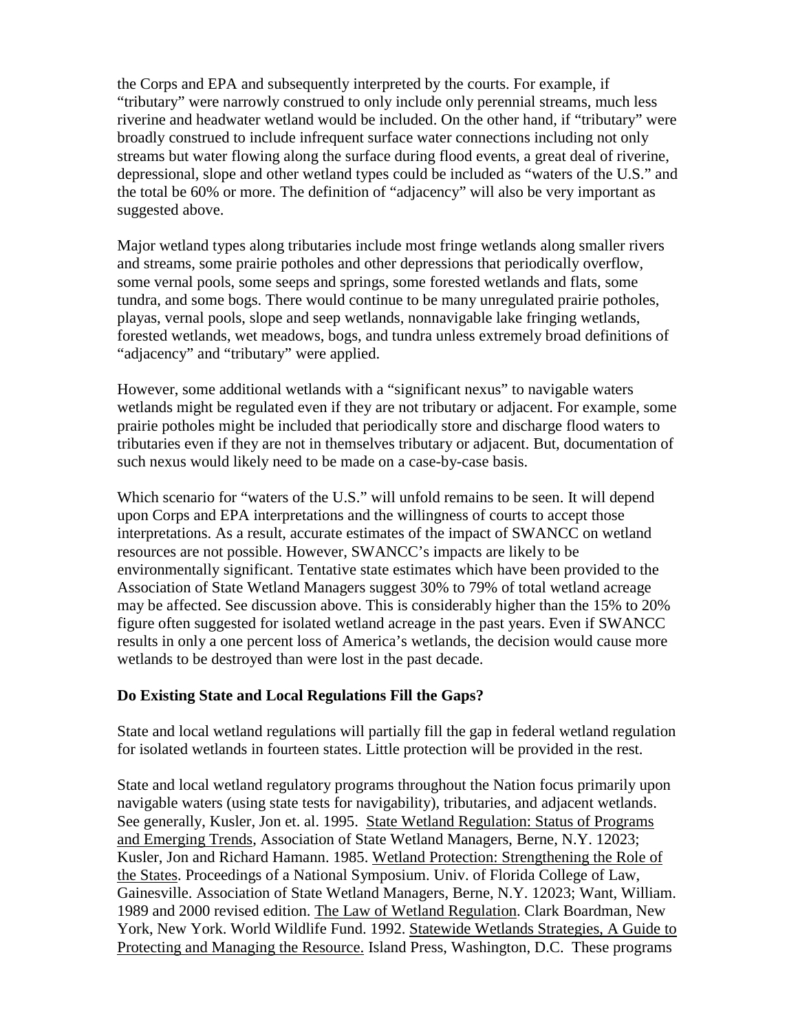the Corps and EPA and subsequently interpreted by the courts. For example, if "tributary" were narrowly construed to only include only perennial streams, much less riverine and headwater wetland would be included. On the other hand, if "tributary" were broadly construed to include infrequent surface water connections including not only streams but water flowing along the surface during flood events, a great deal of riverine, depressional, slope and other wetland types could be included as "waters of the U.S." and the total be 60% or more. The definition of "adjacency" will also be very important as suggested above.

Major wetland types along tributaries include most fringe wetlands along smaller rivers and streams, some prairie potholes and other depressions that periodically overflow, some vernal pools, some seeps and springs, some forested wetlands and flats, some tundra, and some bogs. There would continue to be many unregulated prairie potholes, playas, vernal pools, slope and seep wetlands, nonnavigable lake fringing wetlands, forested wetlands, wet meadows, bogs, and tundra unless extremely broad definitions of "adjacency" and "tributary" were applied.

However, some additional wetlands with a "significant nexus" to navigable waters wetlands might be regulated even if they are not tributary or adjacent. For example, some prairie potholes might be included that periodically store and discharge flood waters to tributaries even if they are not in themselves tributary or adjacent. But, documentation of such nexus would likely need to be made on a case-by-case basis.

Which scenario for "waters of the U.S." will unfold remains to be seen. It will depend upon Corps and EPA interpretations and the willingness of courts to accept those interpretations. As a result, accurate estimates of the impact of SWANCC on wetland resources are not possible. However, SWANCC's impacts are likely to be environmentally significant. Tentative state estimates which have been provided to the Association of State Wetland Managers suggest 30% to 79% of total wetland acreage may be affected. See discussion above. This is considerably higher than the 15% to 20% figure often suggested for isolated wetland acreage in the past years. Even if SWANCC results in only a one percent loss of America's wetlands, the decision would cause more wetlands to be destroyed than were lost in the past decade.

**Do Existing State and Local Regulations Fill the Gaps?**

State and local wetland regulations will partially fill the gap in federal wetland regulation for isolated wetlands in fourteen states. Little protection will be provided in the rest.

State and local wetland regulatory programs throughout the Nation focus primarily upon navigable waters (using state tests for navigability), tributaries, and adjacent wetlands. See generally, Kusler, Jon et. al. 1995. State Wetland Regulation: Status of Programs and Emerging Trends, Association of State Wetland Managers, Berne, N.Y. 12023; Kusler, Jon and Richard Hamann. 1985. Wetland Protection: Strengthening the Role of the States. Proceedings of a National Symposium. Univ. of Florida College of Law, Gainesville. Association of State Wetland Managers, Berne, N.Y. 12023; Want, William. 1989 and 2000 revised edition. The Law of Wetland Regulation. Clark Boardman, New York, New York. World Wildlife Fund. 1992. Statewide Wetlands Strategies, A Guide to Protecting and Managing the Resource. Island Press, Washington, D.C. These programs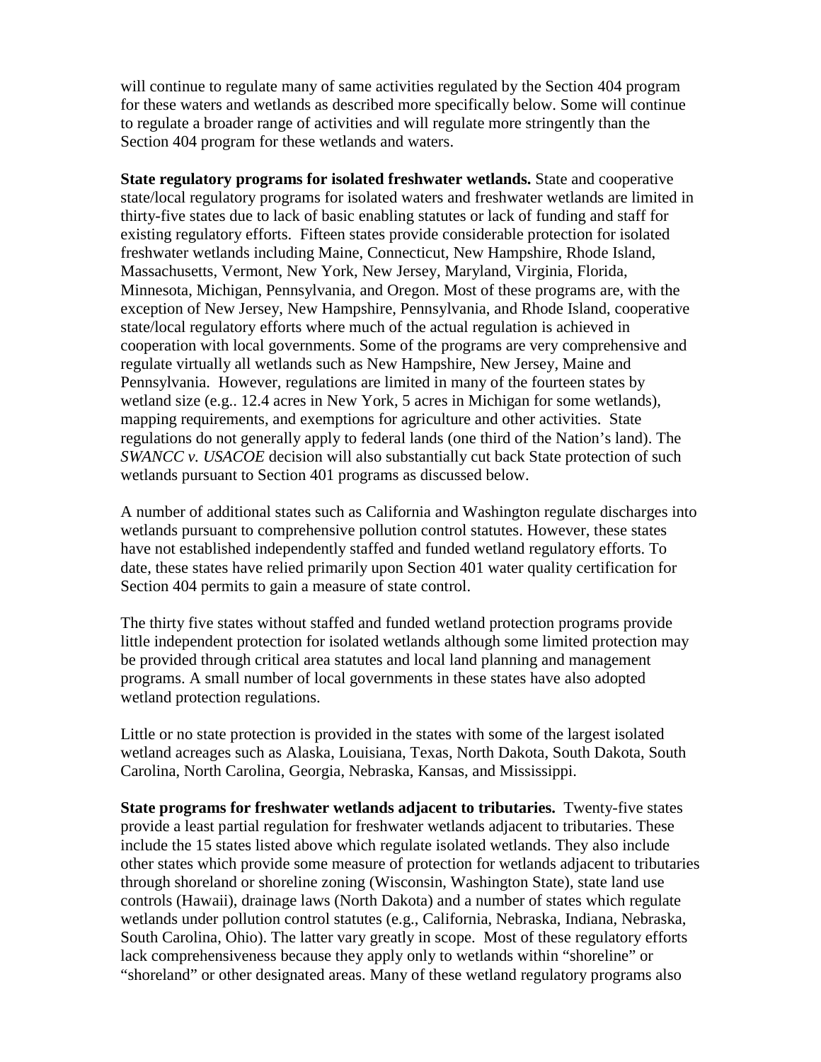will continue to regulate many of same activities regulated by the Section 404 program for these waters and wetlands as described more specifically below. Some will continue to regulate a broader range of activities and will regulate more stringently than the Section 404 program for these wetlands and waters.

**State regulatory programs for isolated freshwater wetlands.** State and cooperative state/local regulatory programs for isolated waters and freshwater wetlands are limited in thirty-five states due to lack of basic enabling statutes or lack of funding and staff for existing regulatory efforts. Fifteen states provide considerable protection for isolated freshwater wetlands including Maine, Connecticut, New Hampshire, Rhode Island, Massachusetts, Vermont, New York, New Jersey, Maryland, Virginia, Florida, Minnesota, Michigan, Pennsylvania, and Oregon. Most of these programs are, with the exception of New Jersey, New Hampshire, Pennsylvania, and Rhode Island, cooperative state/local regulatory efforts where much of the actual regulation is achieved in cooperation with local governments. Some of the programs are very comprehensive and regulate virtually all wetlands such as New Hampshire, New Jersey, Maine and Pennsylvania. However, regulations are limited in many of the fourteen states by wetland size (e.g.. 12.4 acres in New York, 5 acres in Michigan for some wetlands), mapping requirements, and exemptions for agriculture and other activities. State regulations do not generally apply to federal lands (one third of the Nation's land). The *SWANCC v. USACOE* decision will also substantially cut back State protection of such wetlands pursuant to Section 401 programs as discussed below.

A number of additional states such as California and Washington regulate discharges into wetlands pursuant to comprehensive pollution control statutes. However, these states have not established independently staffed and funded wetland regulatory efforts. To date, these states have relied primarily upon Section 401 water quality certification for Section 404 permits to gain a measure of state control.

The thirty five states without staffed and funded wetland protection programs provide little independent protection for isolated wetlands although some limited protection may be provided through critical area statutes and local land planning and management programs. A small number of local governments in these states have also adopted wetland protection regulations.

Little or no state protection is provided in the states with some of the largest isolated wetland acreages such as Alaska, Louisiana, Texas, North Dakota, South Dakota, South Carolina, North Carolina, Georgia, Nebraska, Kansas, and Mississippi.

**State programs for freshwater wetlands adjacent to tributaries.** Twenty-five states provide a least partial regulation for freshwater wetlands adjacent to tributaries. These include the 15 states listed above which regulate isolated wetlands. They also include other states which provide some measure of protection for wetlands adjacent to tributaries through shoreland or shoreline zoning (Wisconsin, Washington State), state land use controls (Hawaii), drainage laws (North Dakota) and a number of states which regulate wetlands under pollution control statutes (e.g., California, Nebraska, Indiana, Nebraska, South Carolina, Ohio). The latter vary greatly in scope. Most of these regulatory efforts lack comprehensiveness because they apply only to wetlands within "shoreline" or "shoreland" or other designated areas. Many of these wetland regulatory programs also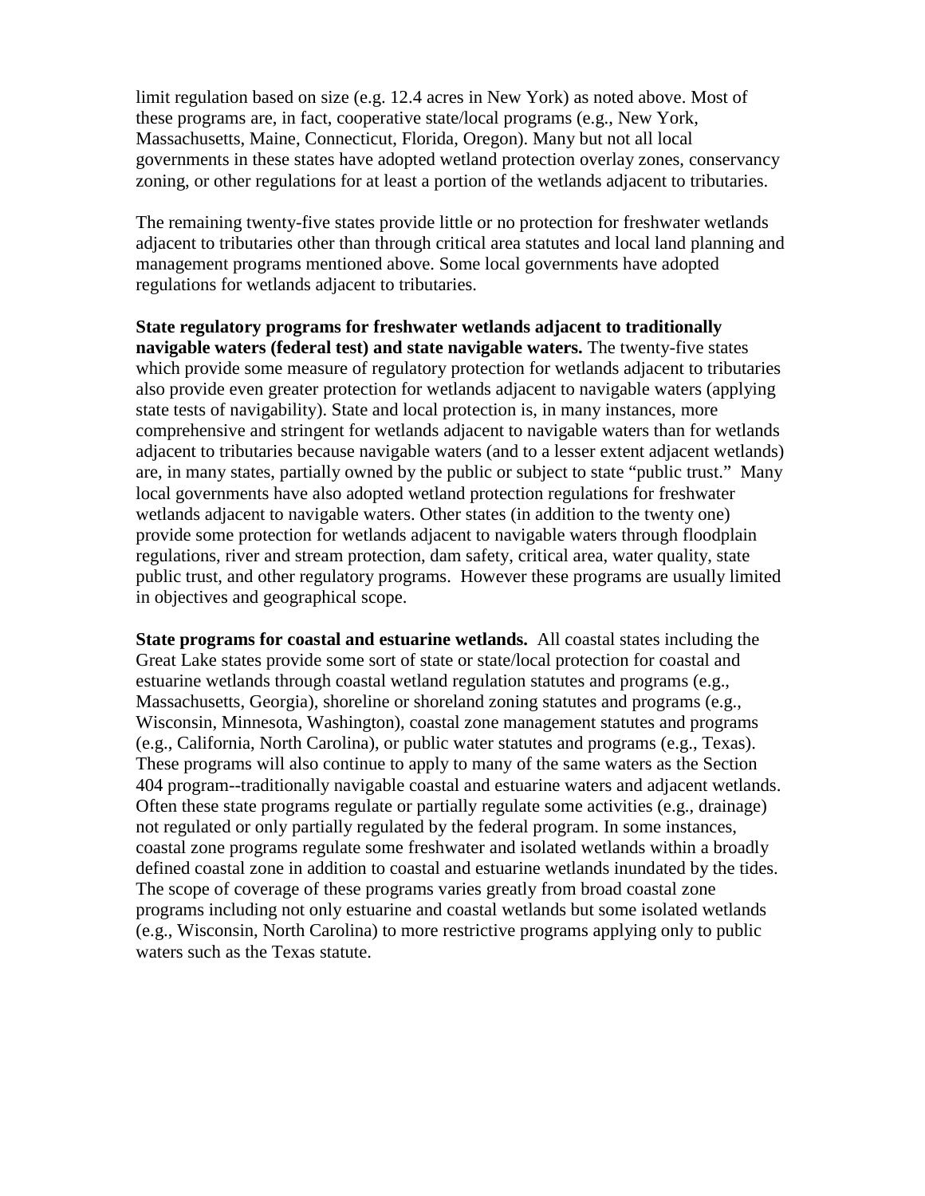limit regulation based on size (e.g. 12.4 acres in New York) as noted above. Most of these programs are, in fact, cooperative state/local programs (e.g., New York, Massachusetts, Maine, Connecticut, Florida, Oregon). Many but not all local governments in these states have adopted wetland protection overlay zones, conservancy zoning, or other regulations for at least a portion of the wetlands adjacent to tributaries.

The remaining twenty-five states provide little or no protection for freshwater wetlands adjacent to tributaries other than through critical area statutes and local land planning and management programs mentioned above. Some local governments have adopted regulations for wetlands adjacent to tributaries.

**State regulatory programs for freshwater wetlands adjacent to traditionally navigable waters (federal test) and state navigable waters.** The twenty-five states which provide some measure of regulatory protection for wetlands adjacent to tributaries also provide even greater protection for wetlands adjacent to navigable waters (applying state tests of navigability). State and local protection is, in many instances, more comprehensive and stringent for wetlands adjacent to navigable waters than for wetlands adjacent to tributaries because navigable waters (and to a lesser extent adjacent wetlands) are, in many states, partially owned by the public or subject to state "public trust." Many local governments have also adopted wetland protection regulations for freshwater wetlands adjacent to navigable waters. Other states (in addition to the twenty one) provide some protection for wetlands adjacent to navigable waters through floodplain regulations, river and stream protection, dam safety, critical area, water quality, state public trust, and other regulatory programs. However these programs are usually limited in objectives and geographical scope.

**State programs for coastal and estuarine wetlands.** All coastal states including the Great Lake states provide some sort of state or state/local protection for coastal and estuarine wetlands through coastal wetland regulation statutes and programs (e.g., Massachusetts, Georgia), shoreline or shoreland zoning statutes and programs (e.g., Wisconsin, Minnesota, Washington), coastal zone management statutes and programs (e.g., California, North Carolina), or public water statutes and programs (e.g., Texas). These programs will also continue to apply to many of the same waters as the Section 404 program--traditionally navigable coastal and estuarine waters and adjacent wetlands. Often these state programs regulate or partially regulate some activities (e.g., drainage) not regulated or only partially regulated by the federal program. In some instances, coastal zone programs regulate some freshwater and isolated wetlands within a broadly defined coastal zone in addition to coastal and estuarine wetlands inundated by the tides. The scope of coverage of these programs varies greatly from broad coastal zone programs including not only estuarine and coastal wetlands but some isolated wetlands (e.g., Wisconsin, North Carolina) to more restrictive programs applying only to public waters such as the Texas statute.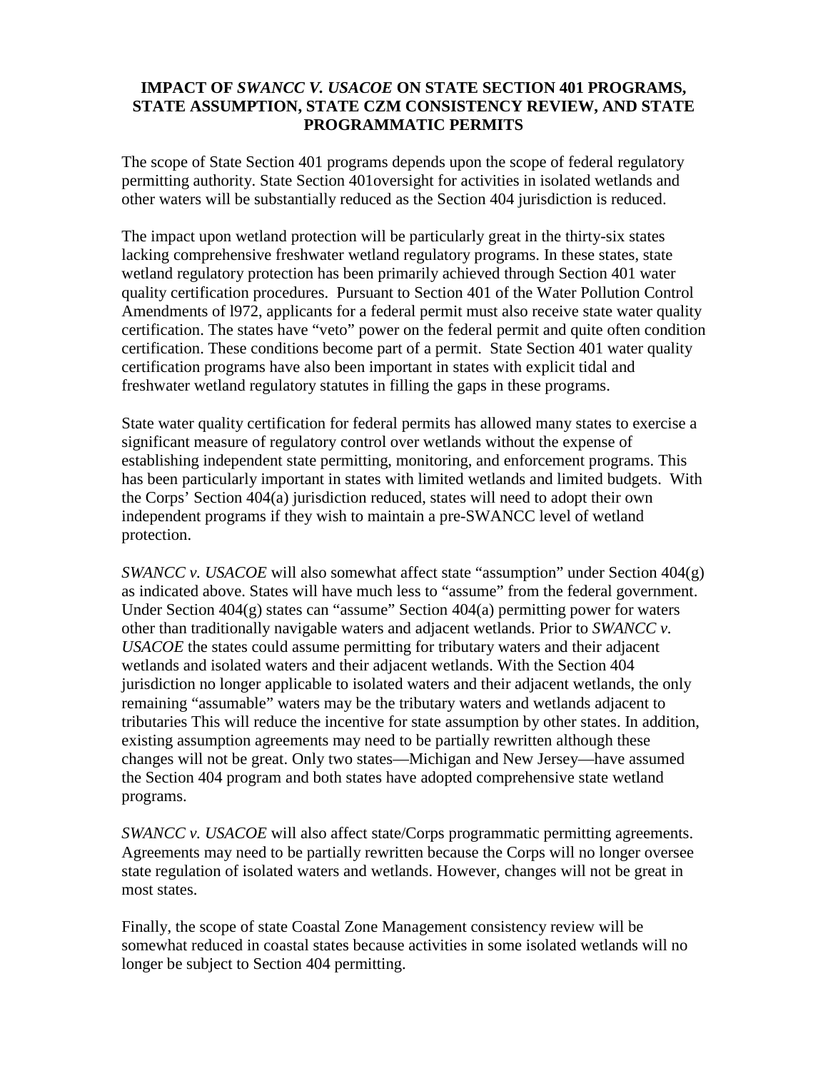# IMPACT OF *SWANCC V. USACOE* ON STATE SECTION 401 PROGRAMS, STATE ASSUMPTION, STATE CZM CONSISTENCY REVIEW, AND STATE PROGRAMMATIC PERMITS

The scope of State Section 401 programs depends upon the scope of federal regulatory permitting authority. State Section 401oversight for activities in isolated wetlands and other waters will be substantially reduced as the Section 404 jurisdiction is reduced.

The impact upon wetland protection will be particularly great in the thirty-six states lacking comprehensive freshwater wetland regulatory programs. In these states, state wetland regulatory protection has been primarily achieved through Section 401 water quality certification procedures. Pursuant to Section 401 of the Water Pollution Control Amendments of l972, applicants for a federal permit must also receive state water quality certification. The states have "veto" power on the federal permit and quite often condition certification. These conditions become part of a permit. State Section 401 water quality certification programs have also been important in states with explicit tidal and freshwater wetland regulatory statutes in filling the gaps in these programs.

State water quality certification for federal permits has allowed many states to exercise a significant measure of regulatory control over wetlands without the expense of establishing independent state permitting, monitoring, and enforcement programs. This has been particularly important in states with limited wetlands and limited budgets. With the Corps' Section 404(a) jurisdiction reduced, states will need to adopt their own independent programs if they wish to maintain a pre-SWANCC level of wetland protection.

*SWANCC v. USACOE* will also somewhat affect state "assumption" under Section 404(g) as indicated above. States will have much less to "assume" from the federal government. Under Section 404(g) states can "assume" Section 404(a) permitting power for waters other than traditionally navigable waters and adjacent wetlands. Prior to *SWANCC v. USACOE* the states could assume permitting for tributary waters and their adjacent wetlands and isolated waters and their adjacent wetlands. With the Section 404 jurisdiction no longer applicable to isolated waters and their adjacent wetlands, the only remaining "assumable" waters may be the tributary waters and wetlands adjacent to tributaries This will reduce the incentive for state assumption by other states. In addition, existing assumption agreements may need to be partially rewritten although these changes will not be great. Only two states—Michigan and New Jersey—have assumed the Section 404 program and both states have adopted comprehensive state wetland programs.

*SWANCC v. USACOE* will also affect state/Corps programmatic permitting agreements. Agreements may need to be partially rewritten because the Corps will no longer oversee state regulation of isolated waters and wetlands. However, changes will not be great in most states.

Finally, the scope of state Coastal Zone Management consistency review will be somewhat reduced in coastal states because activities in some isolated wetlands will no longer be subject to Section 404 permitting.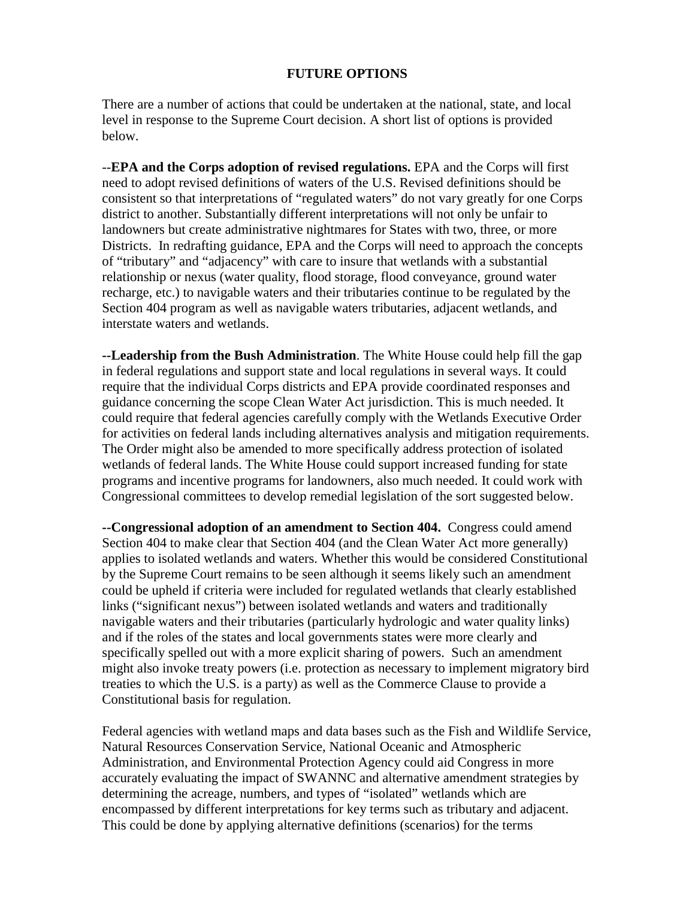## FUTURE OPTIONS

There are a number of actions that could be undertaken at the national, state, and local level in response to the Supreme Court decision. A short list of options is provided below.

--**EPA and the Corps adoption of revised regulations.** EPA and the Corps will first need to adopt revised definitions of waters of the U.S. Revised definitions should be consistent so that interpretations of "regulated waters" do not vary greatly for one Corps district to another. Substantially different interpretations will not only be unfair to landowners but create administrative nightmares for States with two, three, or more Districts. In redrafting guidance, EPA and the Corps will need to approach the concepts of "tributary" and "adjacency" with care to insure that wetlands with a substantial relationship or nexus (water quality, flood storage, flood conveyance, ground water recharge, etc.) to navigable waters and their tributaries continue to be regulated by the Section 404 program as well as navigable waters tributaries, adjacent wetlands, and interstate waters and wetlands.

**--Leadership from the Bush Administration**. The White House could help fill the gap in federal regulations and support state and local regulations in several ways. It could require that the individual Corps districts and EPA provide coordinated responses and guidance concerning the scope Clean Water Act jurisdiction. This is much needed. It could require that federal agencies carefully comply with the Wetlands Executive Order for activities on federal lands including alternatives analysis and mitigation requirements. The Order might also be amended to more specifically address protection of isolated wetlands of federal lands. The White House could support increased funding for state programs and incentive programs for landowners, also much needed. It could work with Congressional committees to develop remedial legislation of the sort suggested below.

**--Congressional adoption of an amendment to Section 404.** Congress could amend Section 404 to make clear that Section 404 (and the Clean Water Act more generally) applies to isolated wetlands and waters. Whether this would be considered Constitutional by the Supreme Court remains to be seen although it seems likely such an amendment could be upheld if criteria were included for regulated wetlands that clearly established links ("significant nexus") between isolated wetlands and waters and traditionally navigable waters and their tributaries (particularly hydrologic and water quality links) and if the roles of the states and local governments states were more clearly and specifically spelled out with a more explicit sharing of powers. Such an amendment might also invoke treaty powers (i.e. protection as necessary to implement migratory bird treaties to which the U.S. is a party) as well as the Commerce Clause to provide a Constitutional basis for regulation.

Federal agencies with wetland maps and data bases such as the Fish and Wildlife Service, Natural Resources Conservation Service, National Oceanic and Atmospheric Administration, and Environmental Protection Agency could aid Congress in more accurately evaluating the impact of SWANNC and alternative amendment strategies by determining the acreage, numbers, and types of "isolated" wetlands which are encompassed by different interpretations for key terms such as tributary and adjacent. This could be done by applying alternative definitions (scenarios) for the terms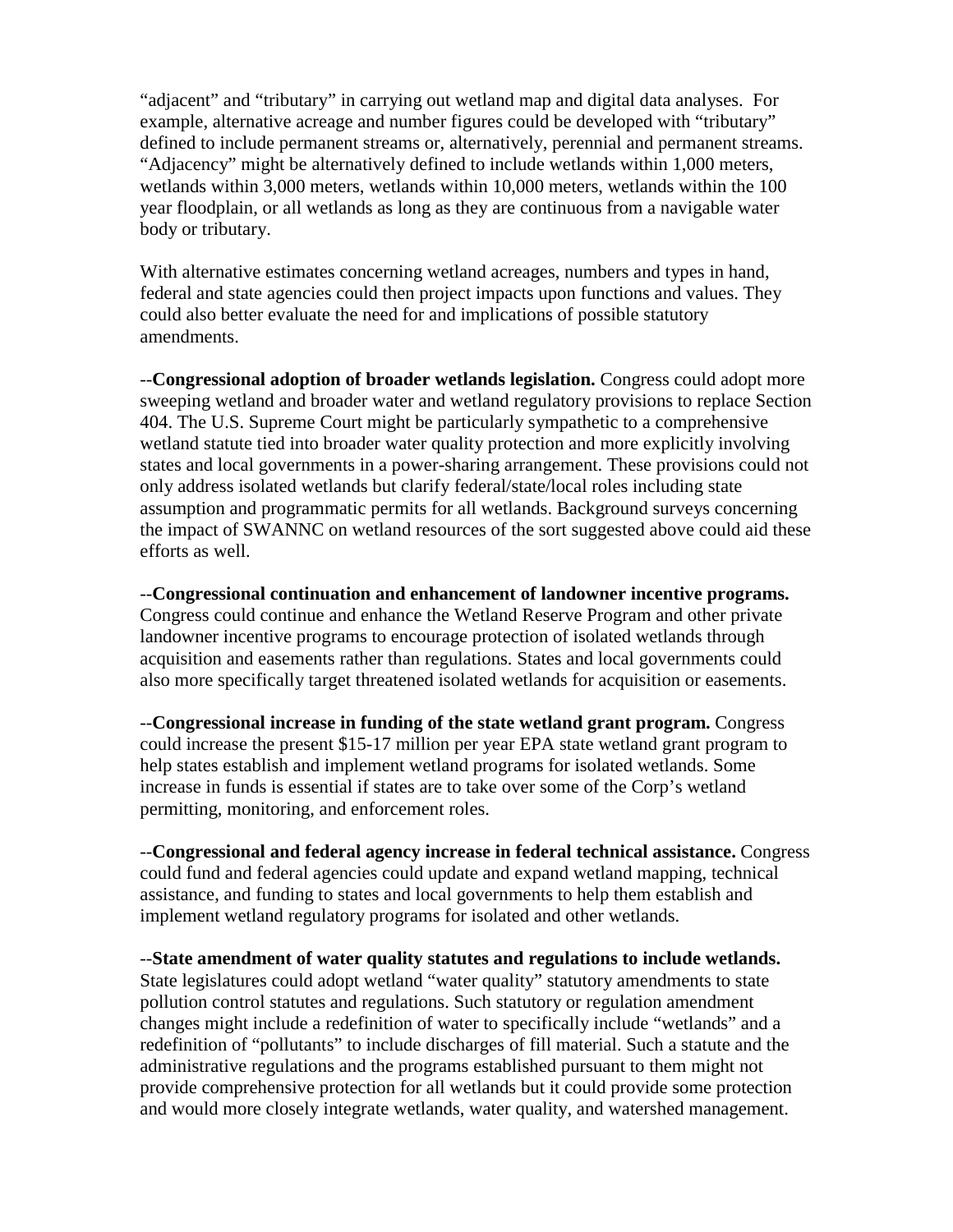"adjacent" and "tributary" in carrying out wetland map and digital data analyses. For example, alternative acreage and number figures could be developed with "tributary" defined to include permanent streams or, alternatively, perennial and permanent streams. "Adjacency" might be alternatively defined to include wetlands within 1,000 meters, wetlands within 3,000 meters, wetlands within 10,000 meters, wetlands within the 100 year floodplain, or all wetlands as long as they are continuous from a navigable water body or tributary.

With alternative estimates concerning wetland acreages, numbers and types in hand, federal and state agencies could then project impacts upon functions and values. They could also better evaluate the need for and implications of possible statutory amendments.

--**Congressional adoption of broader wetlands legislation.** Congress could adopt more sweeping wetland and broader water and wetland regulatory provisions to replace Section 404. The U.S. Supreme Court might be particularly sympathetic to a comprehensive wetland statute tied into broader water quality protection and more explicitly involving states and local governments in a power-sharing arrangement. These provisions could not only address isolated wetlands but clarify federal/state/local roles including state assumption and programmatic permits for all wetlands. Background surveys concerning the impact of SWANNC on wetland resources of the sort suggested above could aid these efforts as well.

--**Congressional continuation and enhancement of landowner incentive programs.** Congress could continue and enhance the Wetland Reserve Program and other private landowner incentive programs to encourage protection of isolated wetlands through acquisition and easements rather than regulations. States and local governments could also more specifically target threatened isolated wetlands for acquisition or easements.

--**Congressional increase in funding of the state wetland grant program.** Congress could increase the present $15-17 million per year EPA state wetland grant program to help states establish and implement wetland programs for isolated wetlands. Some increase in funds is essential if states are to take over some of the Corp's wetland permitting, monitoring, and enforcement roles.

--**Congressional and federal agency increase in federal technical assistance.** Congress could fund and federal agencies could update and expand wetland mapping, technical assistance, and funding to states and local governments to help them establish and implement wetland regulatory programs for isolated and other wetlands.

--**State amendment of water quality statutes and regulations to include wetlands.** State legislatures could adopt wetland "water quality" statutory amendments to state pollution control statutes and regulations. Such statutory or regulation amendment changes might include a redefinition of water to specifically include "wetlands" and a redefinition of "pollutants" to include discharges of fill material. Such a statute and the administrative regulations and the programs established pursuant to them might not provide comprehensive protection for all wetlands but it could provide some protection and would more closely integrate wetlands, water quality, and watershed management.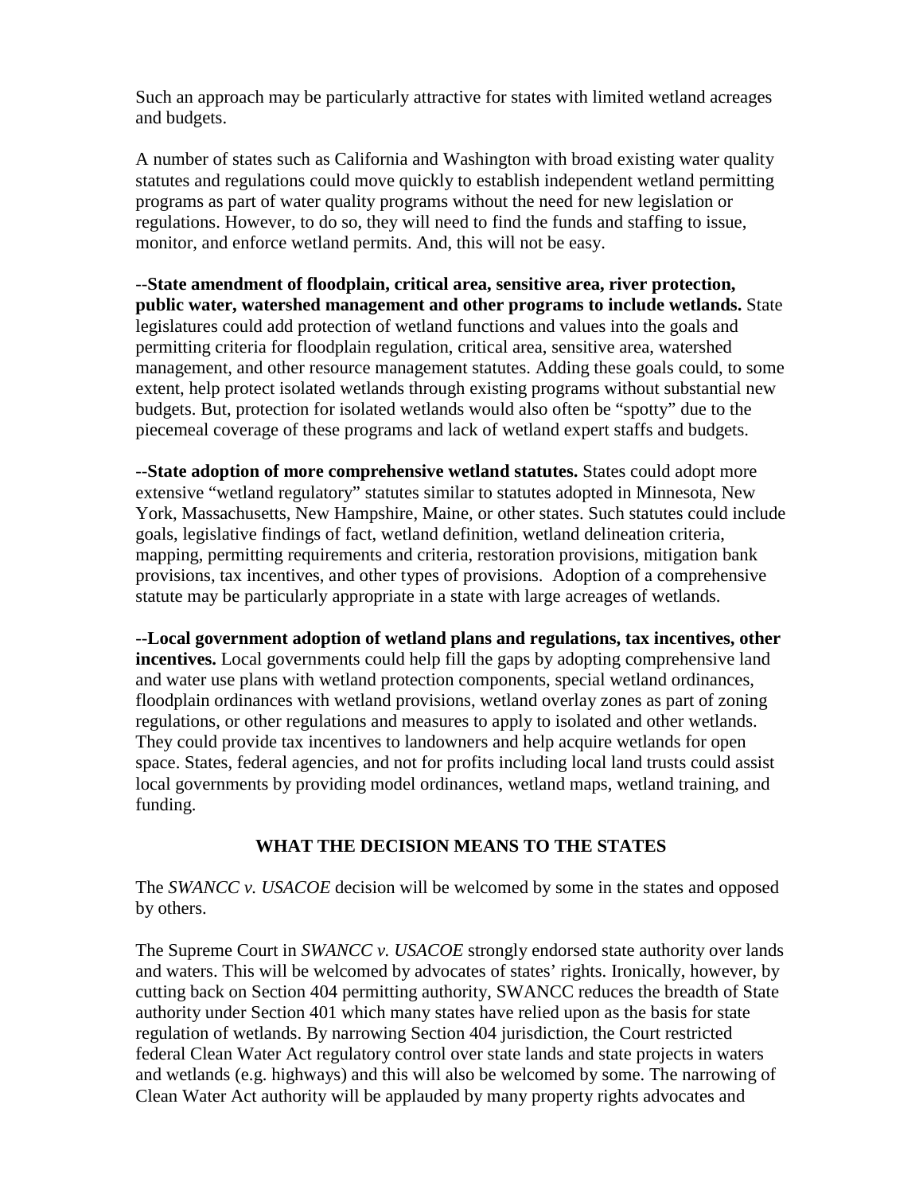Such an approach may be particularly attractive for states with limited wetland acreages and budgets.

A number of states such as California and Washington with broad existing water quality statutes and regulations could move quickly to establish independent wetland permitting programs as part of water quality programs without the need for new legislation or regulations. However, to do so, they will need to find the funds and staffing to issue, monitor, and enforce wetland permits. And, this will not be easy.

--**State amendment of floodplain, critical area, sensitive area, river protection, public water, watershed management and other programs to include wetlands.** State legislatures could add protection of wetland functions and values into the goals and permitting criteria for floodplain regulation, critical area, sensitive area, watershed management, and other resource management statutes. Adding these goals could, to some extent, help protect isolated wetlands through existing programs without substantial new budgets. But, protection for isolated wetlands would also often be "spotty" due to the piecemeal coverage of these programs and lack of wetland expert staffs and budgets.

--**State adoption of more comprehensive wetland statutes.** States could adopt more extensive "wetland regulatory" statutes similar to statutes adopted in Minnesota, New York, Massachusetts, New Hampshire, Maine, or other states. Such statutes could include goals, legislative findings of fact, wetland definition, wetland delineation criteria, mapping, permitting requirements and criteria, restoration provisions, mitigation bank provisions, tax incentives, and other types of provisions. Adoption of a comprehensive statute may be particularly appropriate in a state with large acreages of wetlands.

--**Local government adoption of wetland plans and regulations, tax incentives, other incentives.** Local governments could help fill the gaps by adopting comprehensive land and water use plans with wetland protection components, special wetland ordinances, floodplain ordinances with wetland provisions, wetland overlay zones as part of zoning regulations, or other regulations and measures to apply to isolated and other wetlands. They could provide tax incentives to landowners and help acquire wetlands for open space. States, federal agencies, and not for profits including local land trusts could assist local governments by providing model ordinances, wetland maps, wetland training, and funding.

## WHAT THE DECISION MEANS TO THE STATES

The *SWANCC v. USACOE* decision will be welcomed by some in the states and opposed by others.

The Supreme Court in *SWANCC v. USACOE* strongly endorsed state authority over lands and waters. This will be welcomed by advocates of states' rights. Ironically, however, by cutting back on Section 404 permitting authority, SWANCC reduces the breadth of State authority under Section 401 which many states have relied upon as the basis for state regulation of wetlands. By narrowing Section 404 jurisdiction, the Court restricted federal Clean Water Act regulatory control over state lands and state projects in waters and wetlands (e.g. highways) and this will also be welcomed by some. The narrowing of Clean Water Act authority will be applauded by many property rights advocates and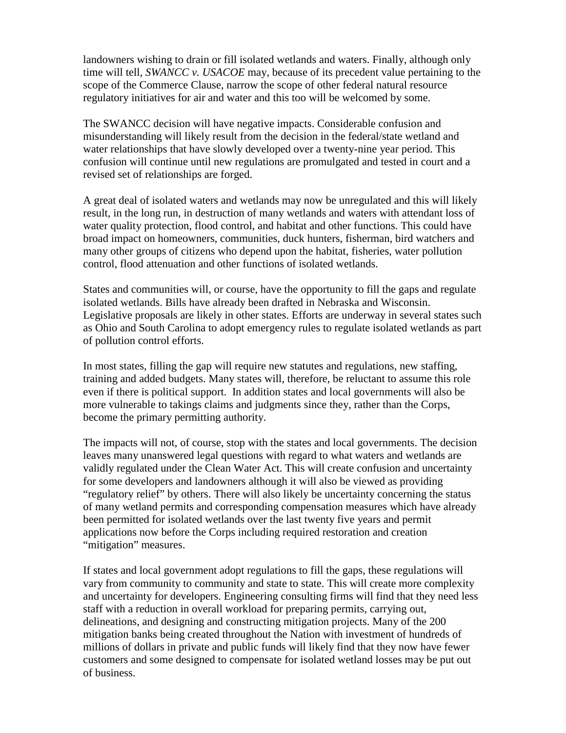landowners wishing to drain or fill isolated wetlands and waters. Finally, although only time will tell, *SWANCC v. USACOE* may, because of its precedent value pertaining to the scope of the Commerce Clause, narrow the scope of other federal natural resource regulatory initiatives for air and water and this too will be welcomed by some.

The SWANCC decision will have negative impacts. Considerable confusion and misunderstanding will likely result from the decision in the federal/state wetland and water relationships that have slowly developed over a twenty-nine year period. This confusion will continue until new regulations are promulgated and tested in court and a revised set of relationships are forged.

A great deal of isolated waters and wetlands may now be unregulated and this will likely result, in the long run, in destruction of many wetlands and waters with attendant loss of water quality protection, flood control, and habitat and other functions. This could have broad impact on homeowners, communities, duck hunters, fisherman, bird watchers and many other groups of citizens who depend upon the habitat, fisheries, water pollution control, flood attenuation and other functions of isolated wetlands.

States and communities will, or course, have the opportunity to fill the gaps and regulate isolated wetlands. Bills have already been drafted in Nebraska and Wisconsin. Legislative proposals are likely in other states. Efforts are underway in several states such as Ohio and South Carolina to adopt emergency rules to regulate isolated wetlands as part of pollution control efforts.

In most states, filling the gap will require new statutes and regulations, new staffing, training and added budgets. Many states will, therefore, be reluctant to assume this role even if there is political support. In addition states and local governments will also be more vulnerable to takings claims and judgments since they, rather than the Corps, become the primary permitting authority.

The impacts will not, of course, stop with the states and local governments. The decision leaves many unanswered legal questions with regard to what waters and wetlands are validly regulated under the Clean Water Act. This will create confusion and uncertainty for some developers and landowners although it will also be viewed as providing "regulatory relief" by others. There will also likely be uncertainty concerning the status of many wetland permits and corresponding compensation measures which have already been permitted for isolated wetlands over the last twenty five years and permit applications now before the Corps including required restoration and creation "mitigation" measures.

If states and local government adopt regulations to fill the gaps, these regulations will vary from community to community and state to state. This will create more complexity and uncertainty for developers. Engineering consulting firms will find that they need less staff with a reduction in overall workload for preparing permits, carrying out, delineations, and designing and constructing mitigation projects. Many of the 200 mitigation banks being created throughout the Nation with investment of hundreds of millions of dollars in private and public funds will likely find that they now have fewer customers and some designed to compensate for isolated wetland losses may be put out of business.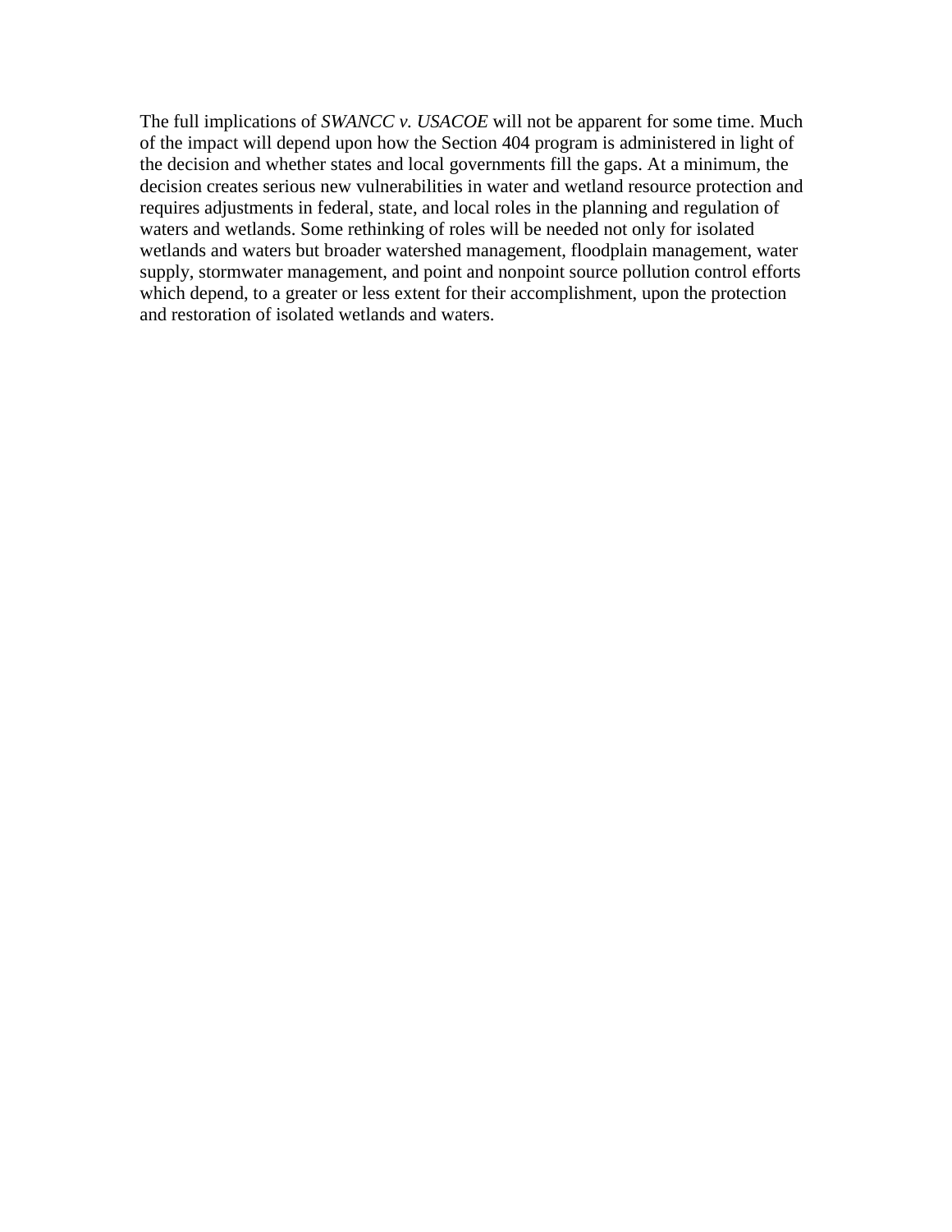The full implications of *SWANCC v. USACOE* will not be apparent for some time. Much of the impact will depend upon how the Section 404 program is administered in light of the decision and whether states and local governments fill the gaps. At a minimum, the decision creates serious new vulnerabilities in water and wetland resource protection and requires adjustments in federal, state, and local roles in the planning and regulation of waters and wetlands. Some rethinking of roles will be needed not only for isolated wetlands and waters but broader watershed management, floodplain management, water supply, stormwater management, and point and nonpoint source pollution control efforts which depend, to a greater or less extent for their accomplishment, upon the protection and restoration of isolated wetlands and waters.